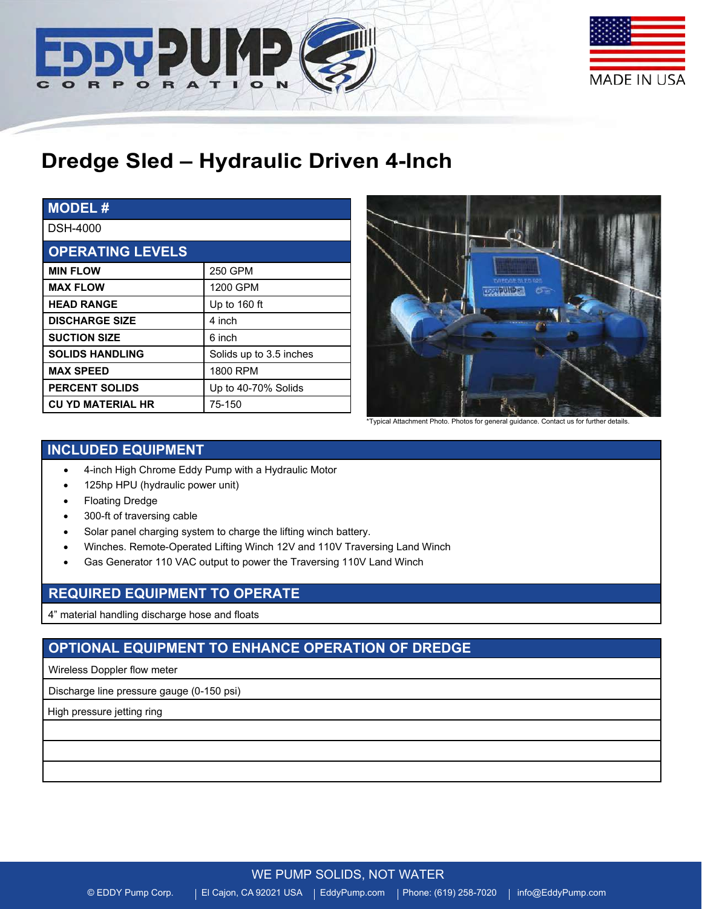# Dredge Sled – Hydraulic Driven 4-Inch

| MODEL # | |
|---|---|
| DSH-4000 | |
| **OPERATING LEVELS** | |
| **MIN FLOW** | 250 GPM |
| **MAX FLOW** | 1200 GPM |
| **HEAD RANGE** | Up to 160 ft |
| **DISCHARGE SIZE** | 4 inch |
| **SUCTION SIZE** | 6 inch |
| **SOLIDS HANDLING** | Solids up to 3.5 inches |
| **MAX SPEED** | 1800 RPM |
| **PERCENT SOLIDS** | Up to 40-70% Solids |
| **CU YD MATERIAL HR** | 75-150 |

*Typical Attachment Photo. Photos for general guidance. Contact us for further details.

## INCLUDED EQUIPMENT

- 4-inch High Chrome Eddy Pump with a Hydraulic Motor
- 125hp HPU (hydraulic power unit)
- Floating Dredge
- 300-ft of traversing cable
- Solar panel charging system to charge the lifting winch battery.
- Winches. Remote-Operated Lifting Winch 12V and 110V Traversing Land Winch
- Gas Generator 110 VAC output to power the Traversing 110V Land Winch

## REQUIRED EQUIPMENT TO OPERATE

4” material handling discharge hose and floats

## OPTIONAL EQUIPMENT TO ENHANCE OPERATION OF DREDGE

| OPTIONAL EQUIPMENT TO ENHANCE OPERATION OF DREDGE |
|---|
| Wireless Doppler flow meter |
| Discharge line pressure gauge (0-150 psi) |
| High pressure jetting ring |
| |
| |
| |

WE PUMP SOLIDS, NOT WATER

© EDDY Pump Corp. | El Cajon, CA 92021 USA | EddyPump.com | Phone: (619) 258-7020 | info@EddyPump.com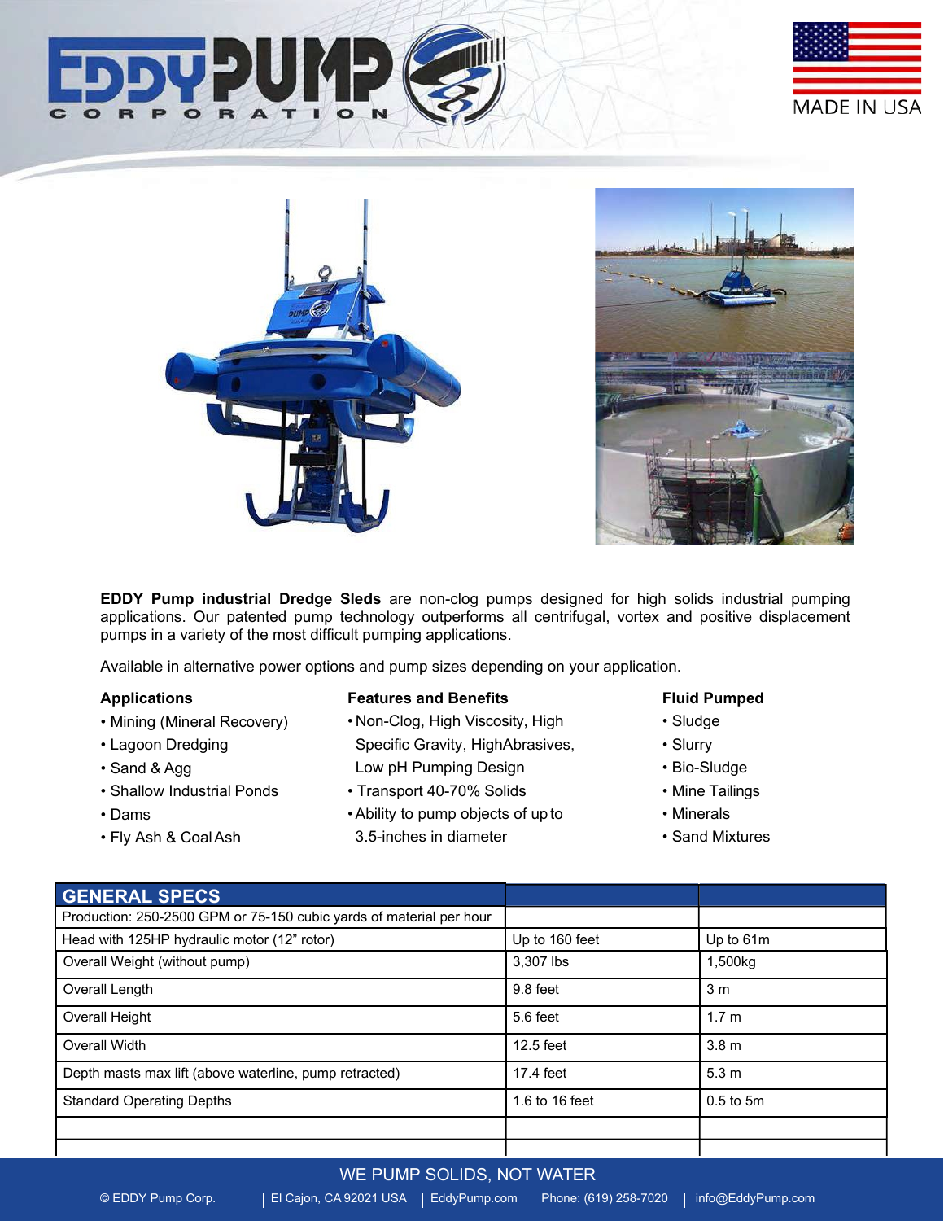EDDY PUMP CORPORATION

MADE IN USA

**EDDY Pump industrial Dredge Sleds** are non-clog pumps designed for high solids industrial pumping applications. Our patented pump technology outperforms all centrifugal, vortex and positive displacement pumps in a variety of the most difficult pumping applications.

Available in alternative power options and pump sizes depending on your application.

**Applications**

- Mining (Mineral Recovery)
- Lagoon Dredging
- Sand & Agg
- Shallow Industrial Ponds
- Dams
- Fly Ash & Coal Ash

**Features and Benefits**

- Non-Clog, High Viscosity, High Specific Gravity, HighAbrasives, Low pH Pumping Design
- Transport 40-70% Solids
- Ability to pump objects of up to 3.5-inches in diameter

**Fluid Pumped**

- Sludge
- Slurry
- Bio-Sludge
- Mine Tailings
- Minerals
- Sand Mixtures

| GENERAL SPECS | | |
|---|---|---|
| Production: 250-2500 GPM or 75-150 cubic yards of material per hour | | |
| Head with 125HP hydraulic motor (12" rotor) | Up to 160 feet | Up to 61m |
| Overall Weight (without pump) | 3,307 lbs | 1,500kg |
| Overall Length | 9.8 feet | 3 m |
| Overall Height | 5.6 feet | 1.7 m |
| Overall Width | 12.5 feet | 3.8 m |
| Depth masts max lift (above waterline, pump retracted) | 17.4 feet | 5.3 m |
| Standard Operating Depths | 1.6 to 16 feet | 0.5 to 5m |
| | | |
| | | |

WE PUMP SOLIDS, NOT WATER

© EDDY Pump Corp. | El Cajon, CA 92021 USA | EddyPump.com | Phone: (619) 258-7020 | info@EddyPump.com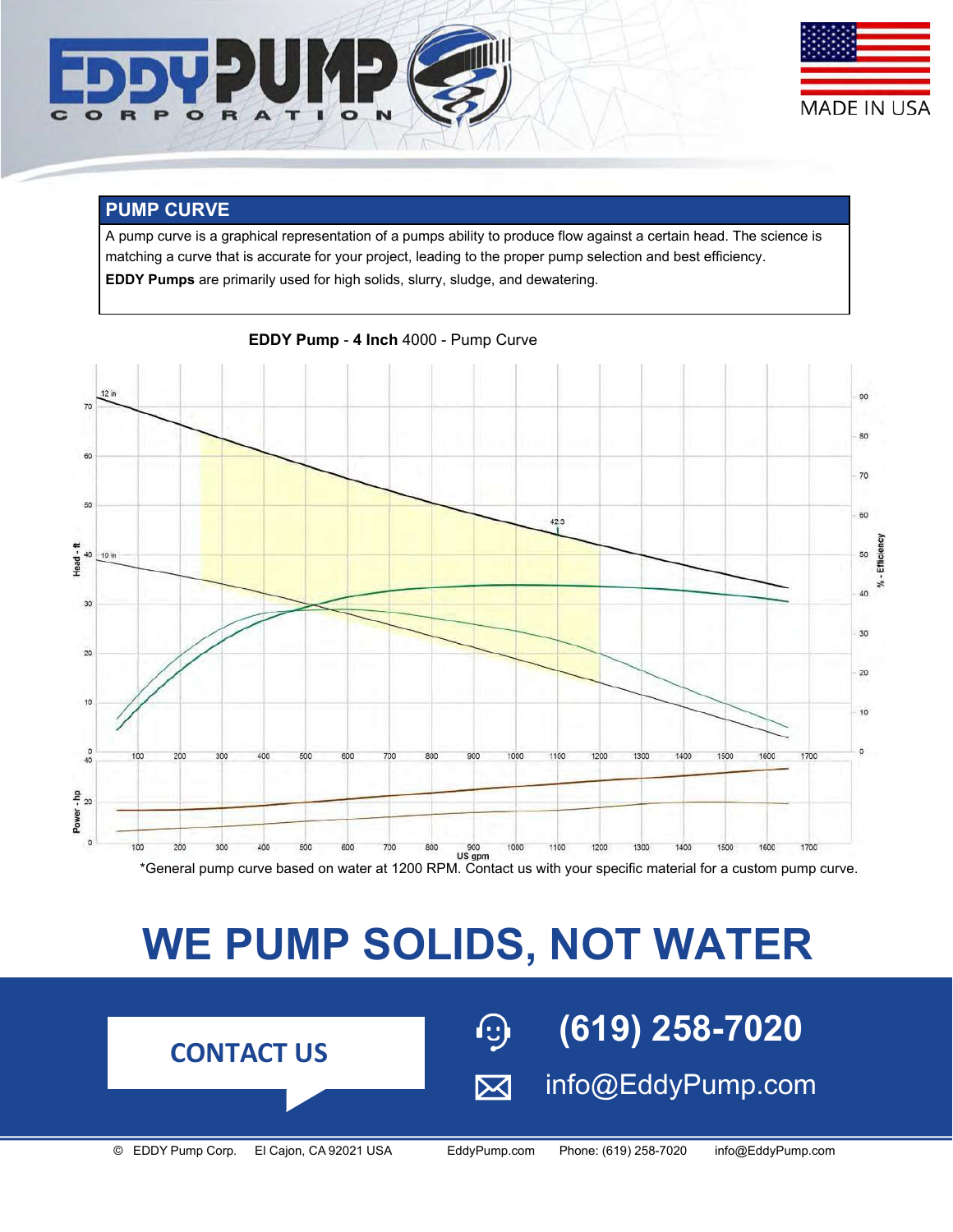EDDY PUMP CORPORATION

MADE IN USA

## PUMP CURVE

A pump curve is a graphical representation of a pumps ability to produce flow against a certain head. The science is matching a curve that is accurate for your project, leading to the proper pump selection and best efficiency.

**EDDY Pumps** are primarily used for high solids, slurry, sludge, and dewatering.

**EDDY Pump** - **4 Inch** 4000 - Pump Curve

12 in
10 in
42.3
Head - ft
0
10
20
30
40
50
60
70
% - Efficiency
0
10
20
30
40
50
60
70
80
90
Power - hp
0
20
40
100
200
300
400
500
600
700
800
900
1000
1100
1200
1300
1400
1500
1600
1700
US gpm

*General pump curve based on water at 1200 RPM. Contact us with your specific material for a custom pump curve.

# WE PUMP SOLIDS, NOT WATER

**CONTACT US**

**(619) 258-7020**

info@EddyPump.com

© EDDY Pump Corp. El Cajon, CA 92021 USA EddyPump.com Phone: (619) 258-7020 info@EddyPump.com